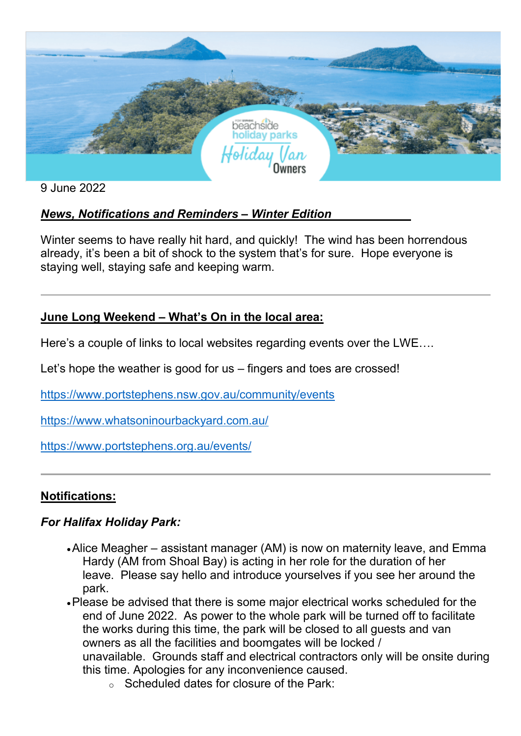9 June 2022

***News, Notifications and Reminders – Winter Edition***

Winter seems to have really hit hard, and quickly! The wind has been horrendous already, it's been a bit of shock to the system that's for sure. Hope everyone is staying well, staying safe and keeping warm.

---

**June Long Weekend – What's On in the local area:**

Here's a couple of links to local websites regarding events over the LWE….

Let's hope the weather is good for us – fingers and toes are crossed!

https://www.portstephens.nsw.gov.au/community/events

https://www.whatsoninourbackyard.com.au/

https://www.portstephens.org.au/events/

---

**Notifications:**

***For Halifax Holiday Park:***

- Alice Meagher – assistant manager (AM) is now on maternity leave, and Emma Hardy (AM from Shoal Bay) is acting in her role for the duration of her leave. Please say hello and introduce yourselves if you see her around the park.
- Please be advised that there is some major electrical works scheduled for the end of June 2022. As power to the whole park will be turned off to facilitate the works during this time, the park will be closed to all guests and van owners as all the facilities and boomgates will be locked / unavailable. Grounds staff and electrical contractors only will be onsite during this time. Apologies for any inconvenience caused.
  - Scheduled dates for closure of the Park: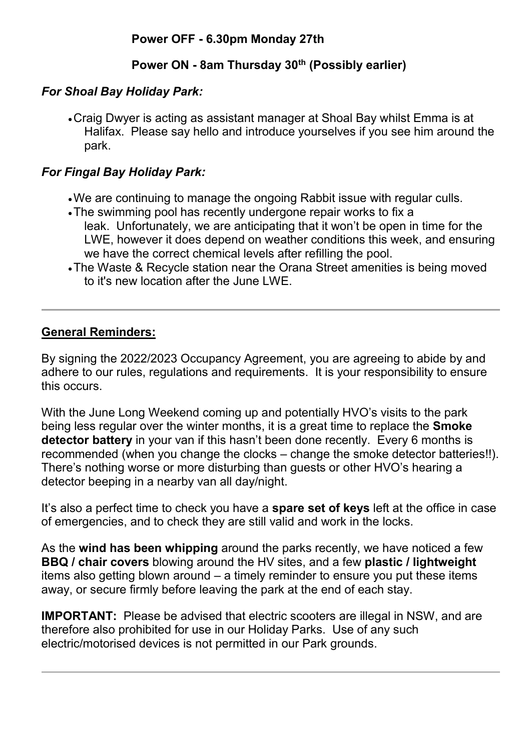**Power OFF - 6.30pm Monday 27th**

**Power ON - 8am Thursday 30th (Possibly earlier)**

***For Shoal Bay Holiday Park:***

- Craig Dwyer is acting as assistant manager at Shoal Bay whilst Emma is at Halifax. Please say hello and introduce yourselves if you see him around the park.

***For Fingal Bay Holiday Park:***

- We are continuing to manage the ongoing Rabbit issue with regular culls.
- The swimming pool has recently undergone repair works to fix a leak. Unfortunately, we are anticipating that it won't be open in time for the LWE, however it does depend on weather conditions this week, and ensuring we have the correct chemical levels after refilling the pool.
- The Waste & Recycle station near the Orana Street amenities is being moved to it's new location after the June LWE.

---

## **General Reminders:**

By signing the 2022/2023 Occupancy Agreement, you are agreeing to abide by and adhere to our rules, regulations and requirements. It is your responsibility to ensure this occurs.

With the June Long Weekend coming up and potentially HVO's visits to the park being less regular over the winter months, it is a great time to replace the **Smoke detector battery** in your van if this hasn't been done recently. Every 6 months is recommended (when you change the clocks – change the smoke detector batteries!!). There's nothing worse or more disturbing than guests or other HVO's hearing a detector beeping in a nearby van all day/night.

It's also a perfect time to check you have a **spare set of keys** left at the office in case of emergencies, and to check they are still valid and work in the locks.

As the **wind has been whipping** around the parks recently, we have noticed a few **BBQ / chair covers** blowing around the HV sites, and a few **plastic / lightweight** items also getting blown around – a timely reminder to ensure you put these items away, or secure firmly before leaving the park at the end of each stay.

**IMPORTANT:** Please be advised that electric scooters are illegal in NSW, and are therefore also prohibited for use in our Holiday Parks. Use of any such electric/motorised devices is not permitted in our Park grounds.

---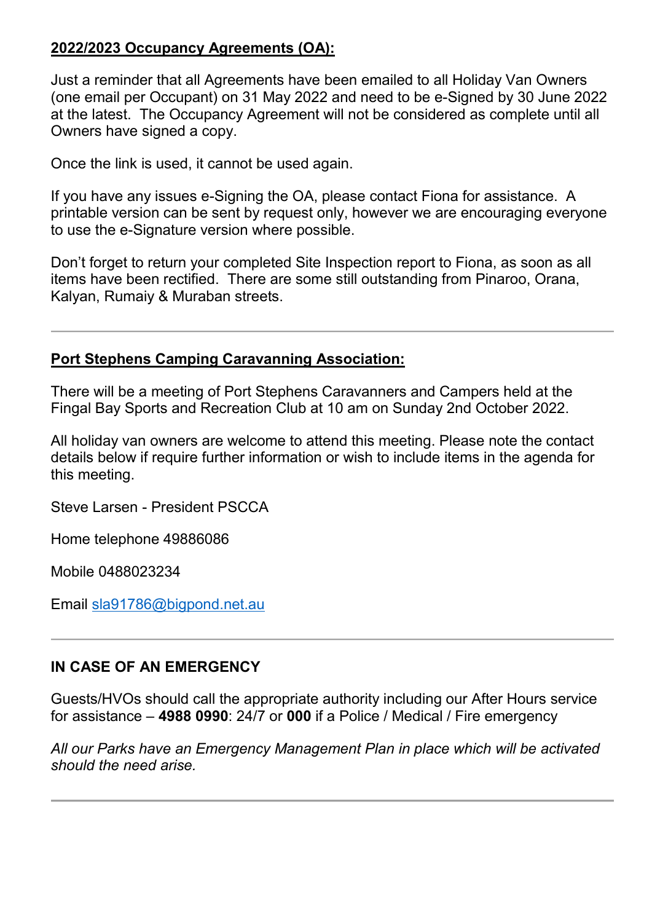**2022/2023 Occupancy Agreements (OA):**

Just a reminder that all Agreements have been emailed to all Holiday Van Owners (one email per Occupant) on 31 May 2022 and need to be e-Signed by 30 June 2022 at the latest. The Occupancy Agreement will not be considered as complete until all Owners have signed a copy.

Once the link is used, it cannot be used again.

If you have any issues e-Signing the OA, please contact Fiona for assistance. A printable version can be sent by request only, however we are encouraging everyone to use the e-Signature version where possible.

Don't forget to return your completed Site Inspection report to Fiona, as soon as all items have been rectified. There are some still outstanding from Pinaroo, Orana, Kalyan, Rumaiy & Muraban streets.

---

**Port Stephens Camping Caravanning Association:**

There will be a meeting of Port Stephens Caravanners and Campers held at the Fingal Bay Sports and Recreation Club at 10 am on Sunday 2nd October 2022.

All holiday van owners are welcome to attend this meeting. Please note the contact details below if require further information or wish to include items in the agenda for this meeting.

Steve Larsen - President PSCCA

Home telephone 49886086

Mobile 0488023234

Email sla91786@bigpond.net.au

---

**IN CASE OF AN EMERGENCY**

Guests/HVOs should call the appropriate authority including our After Hours service for assistance – **4988 0990**: 24/7 or **000** if a Police / Medical / Fire emergency

*All our Parks have an Emergency Management Plan in place which will be activated should the need arise.*

---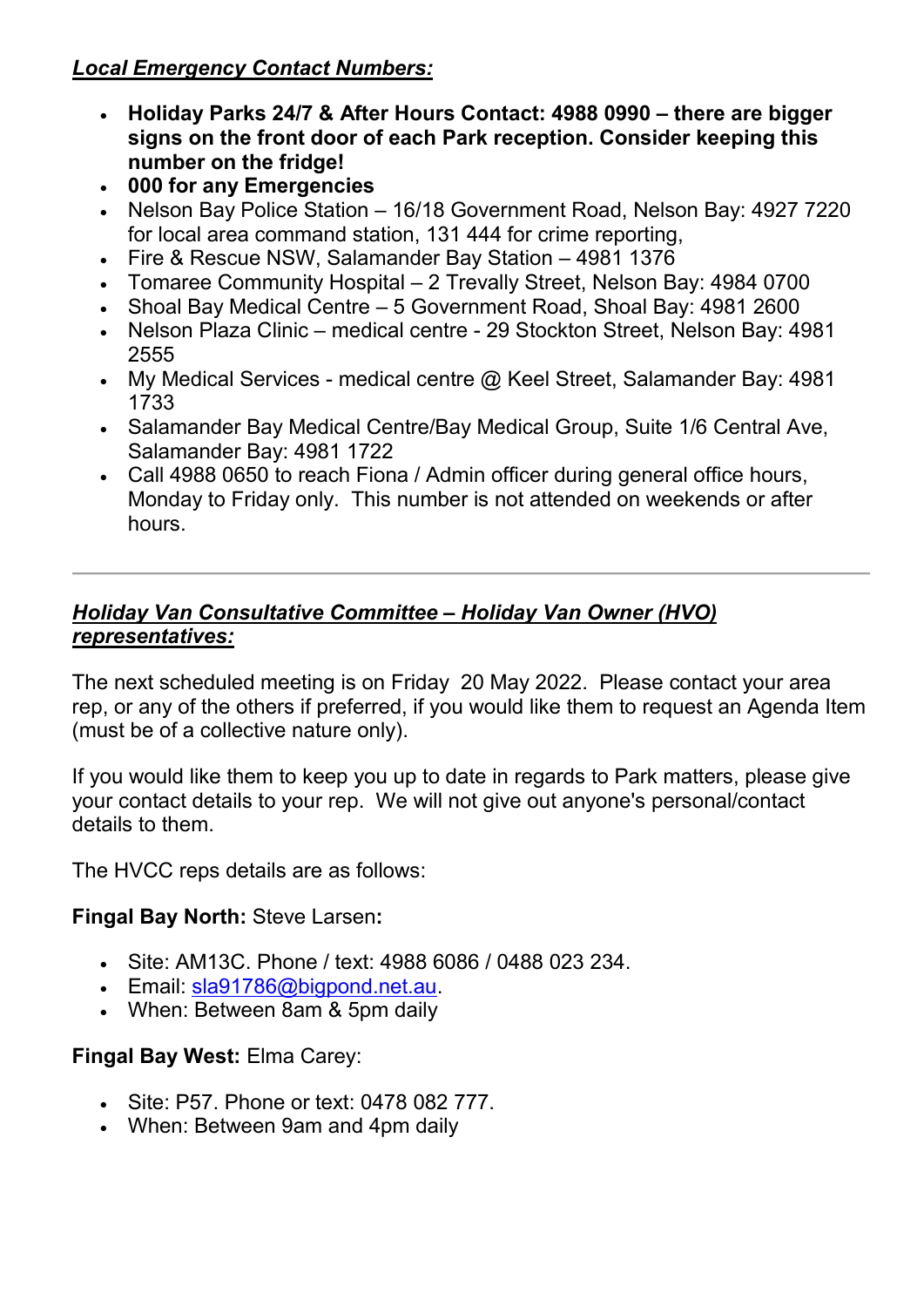***Local Emergency Contact Numbers:***

- **Holiday Parks 24/7 & After Hours Contact: 4988 0990 – there are bigger signs on the front door of each Park reception. Consider keeping this number on the fridge!**
- **000 for any Emergencies**
- Nelson Bay Police Station – 16/18 Government Road, Nelson Bay: 4927 7220 for local area command station, 131 444 for crime reporting,
- Fire & Rescue NSW, Salamander Bay Station – 4981 1376
- Tomaree Community Hospital – 2 Trevally Street, Nelson Bay: 4984 0700
- Shoal Bay Medical Centre – 5 Government Road, Shoal Bay: 4981 2600
- Nelson Plaza Clinic – medical centre - 29 Stockton Street, Nelson Bay: 4981 2555
- My Medical Services - medical centre @ Keel Street, Salamander Bay: 4981 1733
- Salamander Bay Medical Centre/Bay Medical Group, Suite 1/6 Central Ave, Salamander Bay: 4981 1722
- Call 4988 0650 to reach Fiona / Admin officer during general office hours, Monday to Friday only. This number is not attended on weekends or after hours.

---

***Holiday Van Consultative Committee – Holiday Van Owner (HVO) representatives:***

The next scheduled meeting is on Friday 20 May 2022. Please contact your area rep, or any of the others if preferred, if you would like them to request an Agenda Item (must be of a collective nature only).

If you would like them to keep you up to date in regards to Park matters, please give your contact details to your rep. We will not give out anyone's personal/contact details to them.

The HVCC reps details are as follows:

**Fingal Bay North:** Steve Larsen**:**

- Site: AM13C. Phone / text: 4988 6086 / 0488 023 234.
- Email: sla91786@bigpond.net.au.
- When: Between 8am & 5pm daily

**Fingal Bay West:** Elma Carey:

- Site: P57. Phone or text: 0478 082 777.
- When: Between 9am and 4pm daily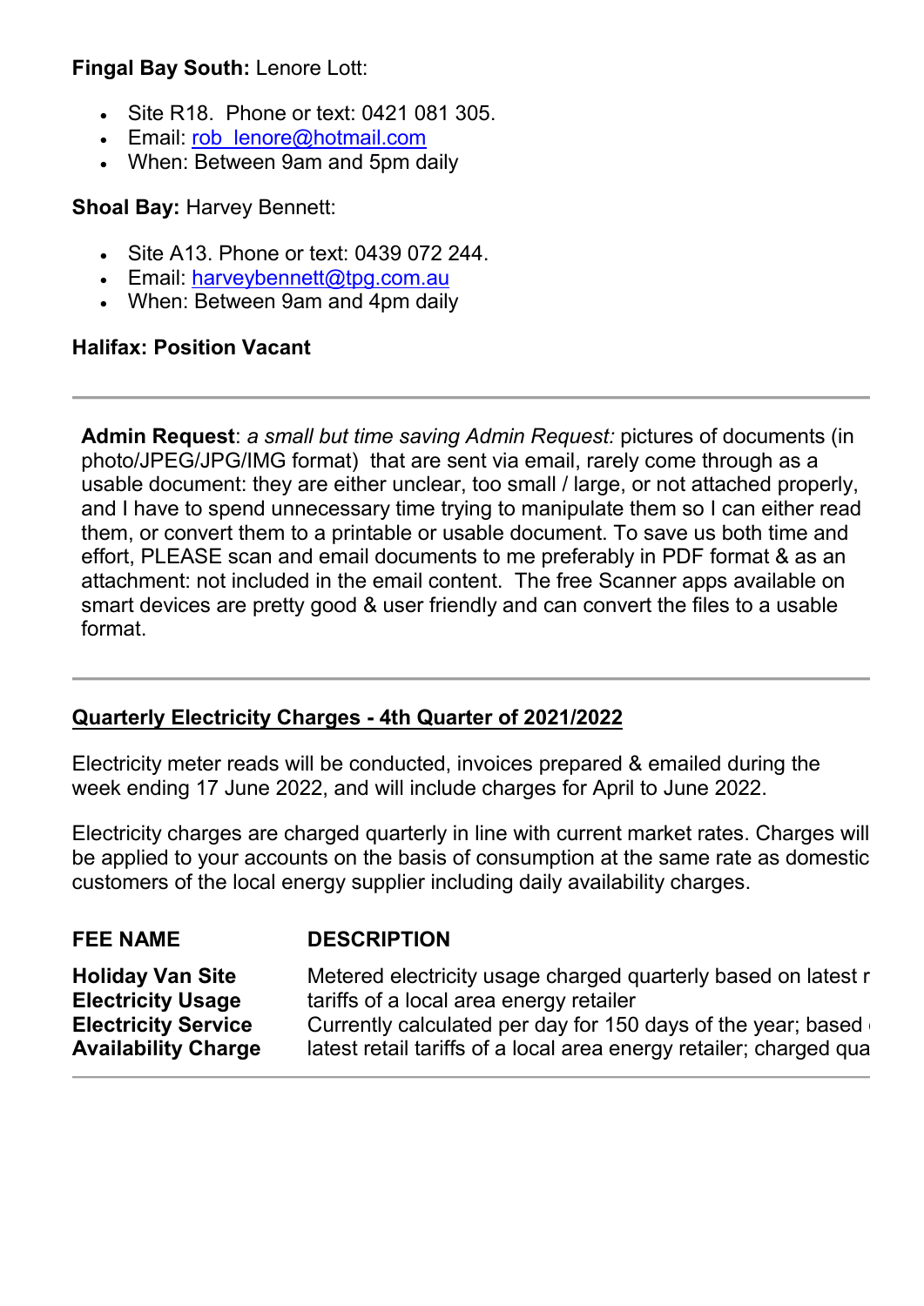**Fingal Bay South:** Lenore Lott:

- Site R18.  Phone or text: 0421 081 305.
- Email: rob_lenore@hotmail.com
- When: Between 9am and 5pm daily

**Shoal Bay:** Harvey Bennett:

- Site A13. Phone or text: 0439 072 244.
- Email: harveybennett@tpg.com.au
- When: Between 9am and 4pm daily

**Halifax: Position Vacant**

---

**Admin Request**: *a small but time saving Admin Request:* pictures of documents (in photo/JPEG/JPG/IMG format)  that are sent via email, rarely come through as a usable document: they are either unclear, too small / large, or not attached properly, and I have to spend unnecessary time trying to manipulate them so I can either read them, or convert them to a printable or usable document. To save us both time and effort, PLEASE scan and email documents to me preferably in PDF format & as an attachment: not included in the email content.  The free Scanner apps available on smart devices are pretty good & user friendly and can convert the files to a usable format.

---

**Quarterly Electricity Charges - 4th Quarter of 2021/2022**

Electricity meter reads will be conducted, invoices prepared & emailed during the week ending 17 June 2022, and will include charges for April to June 2022.

Electricity charges are charged quarterly in line with current market rates. Charges will be applied to your accounts on the basis of consumption at the same rate as domestic customers of the local energy supplier including daily availability charges.

| FEE NAME | DESCRIPTION |
| --- | --- |
| **Holiday Van Site Electricity Usage** | Metered electricity usage charged quarterly based on latest r tariffs of a local area energy retailer |
| **Electricity Service Availability Charge** | Currently calculated per day for 150 days of the year; based latest retail tariffs of a local area energy retailer; charged qua |

---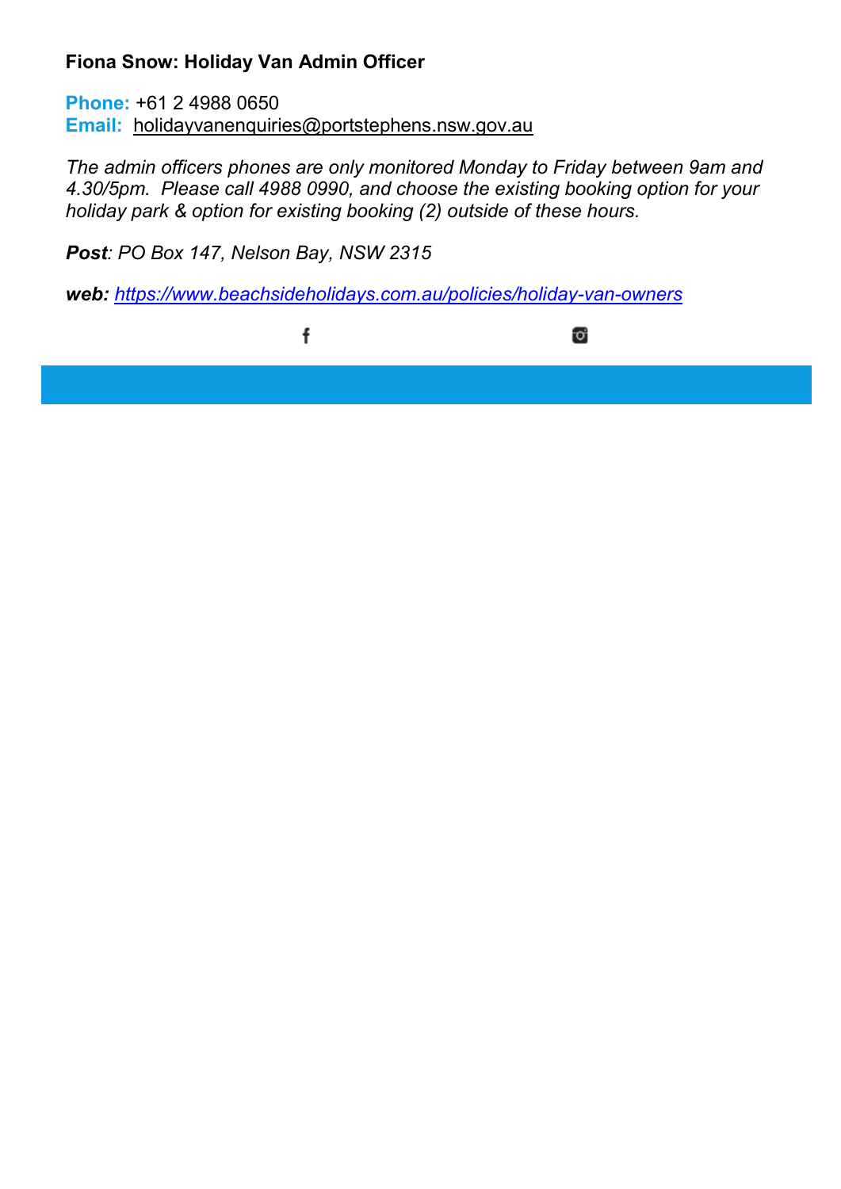**Fiona Snow: Holiday Van Admin Officer**

**Phone:** +61 2 4988 0650
**Email:** holidayvanenquiries@portstephens.nsw.gov.au

*The admin officers phones are only monitored Monday to Friday between 9am and 4.30/5pm. Please call 4988 0990, and choose the existing booking option for your holiday park & option for existing booking (2) outside of these hours.*

***Post****: PO Box 147, Nelson Bay, NSW 2315*

***web:*** *https://www.beachsideholidays.com.au/policies/holiday-van-owners*